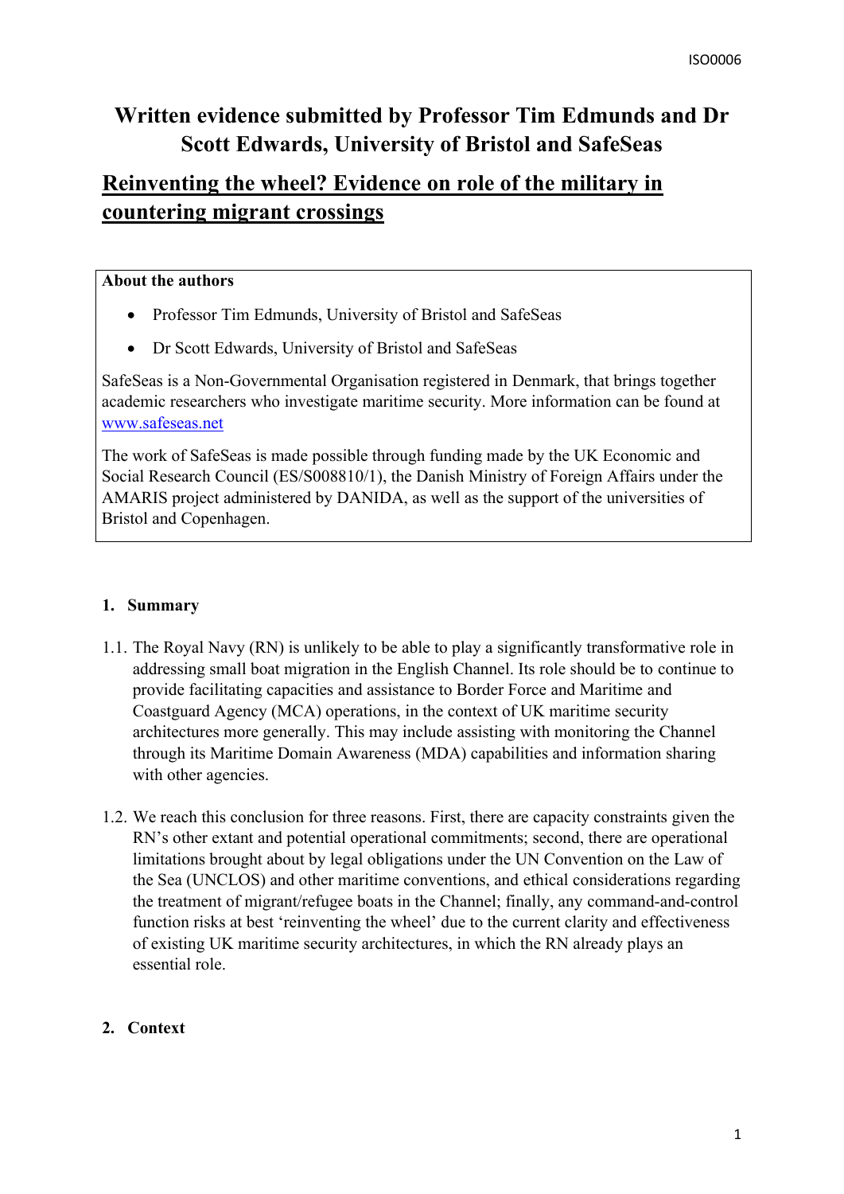# Written evidence submitted by Professor Tim Edmunds and Dr Scott Edwards, University of Bristol and SafeSeas

## Reinventing the wheel? Evidence on role of the military in countering migrant crossings

**About the authors**

- Professor Tim Edmunds, University of Bristol and SafeSeas
- Dr Scott Edwards, University of Bristol and SafeSeas

SafeSeas is a Non-Governmental Organisation registered in Denmark, that brings together academic researchers who investigate maritime security. More information can be found at www.safeseas.net

The work of SafeSeas is made possible through funding made by the UK Economic and Social Research Council (ES/S008810/1), the Danish Ministry of Foreign Affairs under the AMARIS project administered by DANIDA, as well as the support of the universities of Bristol and Copenhagen.

### 1. Summary

1.1. The Royal Navy (RN) is unlikely to be able to play a significantly transformative role in addressing small boat migration in the English Channel. Its role should be to continue to provide facilitating capacities and assistance to Border Force and Maritime and Coastguard Agency (MCA) operations, in the context of UK maritime security architectures more generally. This may include assisting with monitoring the Channel through its Maritime Domain Awareness (MDA) capabilities and information sharing with other agencies.

1.2. We reach this conclusion for three reasons. First, there are capacity constraints given the RN's other extant and potential operational commitments; second, there are operational limitations brought about by legal obligations under the UN Convention on the Law of the Sea (UNCLOS) and other maritime conventions, and ethical considerations regarding the treatment of migrant/refugee boats in the Channel; finally, any command-and-control function risks at best 'reinventing the wheel' due to the current clarity and effectiveness of existing UK maritime security architectures, in which the RN already plays an essential role.

### 2. Context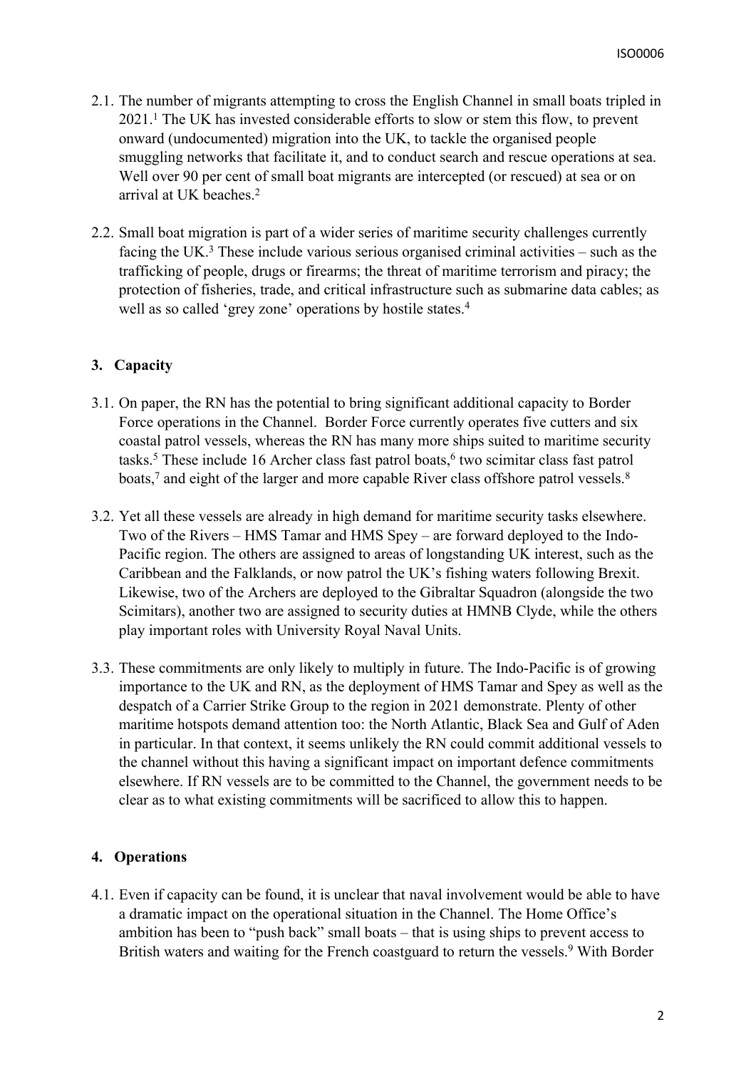2.1. The number of migrants attempting to cross the English Channel in small boats tripled in 2021.[1] The UK has invested considerable efforts to slow or stem this flow, to prevent onward (undocumented) migration into the UK, to tackle the organised people smuggling networks that facilitate it, and to conduct search and rescue operations at sea. Well over 90 per cent of small boat migrants are intercepted (or rescued) at sea or on arrival at UK beaches.[2]

2.2. Small boat migration is part of a wider series of maritime security challenges currently facing the UK.[3] These include various serious organised criminal activities – such as the trafficking of people, drugs or firearms; the threat of maritime terrorism and piracy; the protection of fisheries, trade, and critical infrastructure such as submarine data cables; as well as so called 'grey zone' operations by hostile states.[4]

## 3. Capacity

3.1. On paper, the RN has the potential to bring significant additional capacity to Border Force operations in the Channel. Border Force currently operates five cutters and six coastal patrol vessels, whereas the RN has many more ships suited to maritime security tasks.[5] These include 16 Archer class fast patrol boats,[6] two scimitar class fast patrol boats,[7] and eight of the larger and more capable River class offshore patrol vessels.[8]

3.2. Yet all these vessels are already in high demand for maritime security tasks elsewhere. Two of the Rivers – HMS Tamar and HMS Spey – are forward deployed to the Indo-Pacific region. The others are assigned to areas of longstanding UK interest, such as the Caribbean and the Falklands, or now patrol the UK's fishing waters following Brexit. Likewise, two of the Archers are deployed to the Gibraltar Squadron (alongside the two Scimitars), another two are assigned to security duties at HMNB Clyde, while the others play important roles with University Royal Naval Units.

3.3. These commitments are only likely to multiply in future. The Indo-Pacific is of growing importance to the UK and RN, as the deployment of HMS Tamar and Spey as well as the despatch of a Carrier Strike Group to the region in 2021 demonstrate. Plenty of other maritime hotspots demand attention too: the North Atlantic, Black Sea and Gulf of Aden in particular. In that context, it seems unlikely the RN could commit additional vessels to the channel without this having a significant impact on important defence commitments elsewhere. If RN vessels are to be committed to the Channel, the government needs to be clear as to what existing commitments will be sacrificed to allow this to happen.

## 4. Operations

4.1. Even if capacity can be found, it is unclear that naval involvement would be able to have a dramatic impact on the operational situation in the Channel. The Home Office's ambition has been to "push back" small boats – that is using ships to prevent access to British waters and waiting for the French coastguard to return the vessels.[9] With Border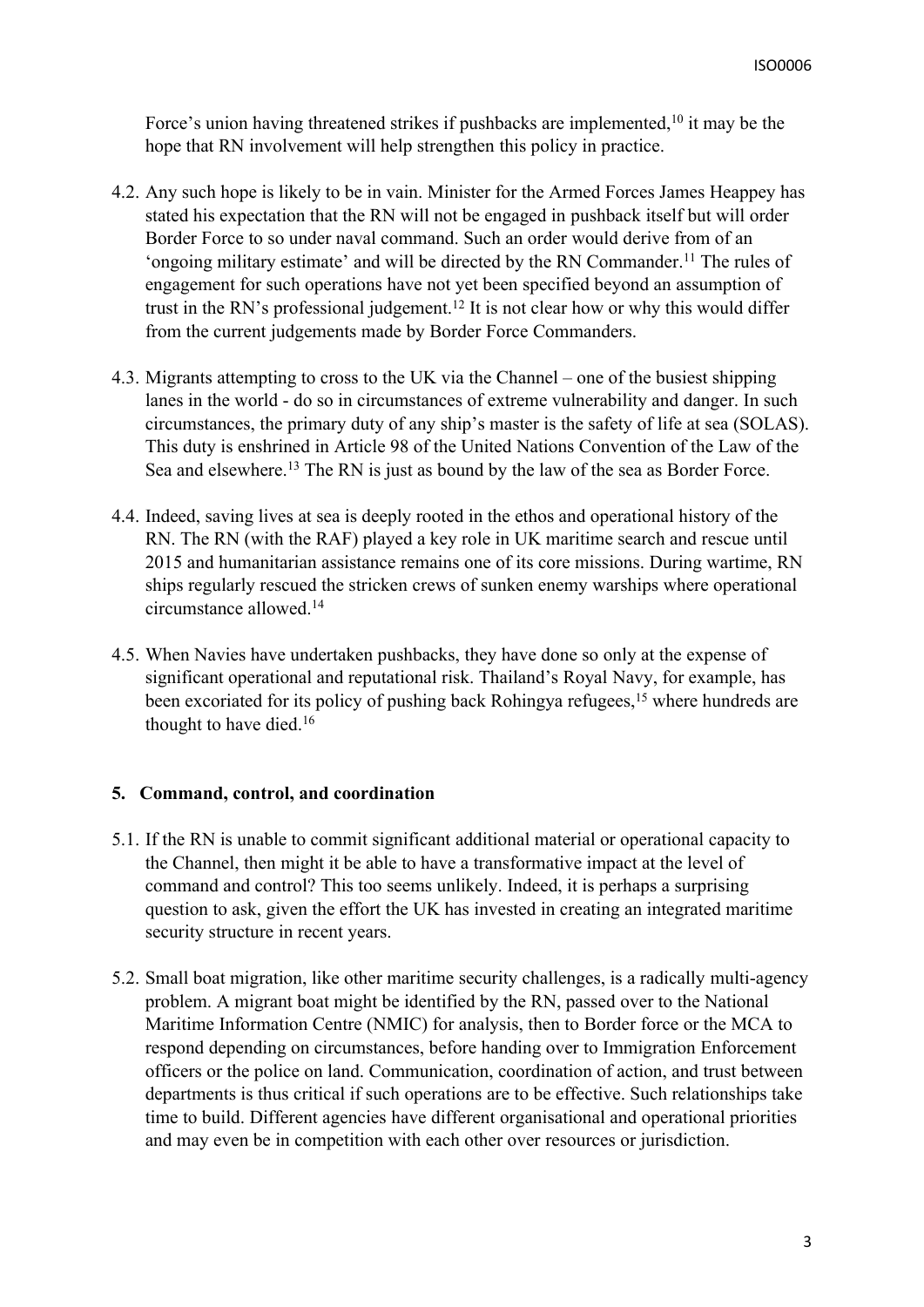Force's union having threatened strikes if pushbacks are implemented,[10] it may be the hope that RN involvement will help strengthen this policy in practice.

4.2. Any such hope is likely to be in vain. Minister for the Armed Forces James Heappey has stated his expectation that the RN will not be engaged in pushback itself but will order Border Force to so under naval command. Such an order would derive from of an 'ongoing military estimate' and will be directed by the RN Commander.[11] The rules of engagement for such operations have not yet been specified beyond an assumption of trust in the RN's professional judgement.[12] It is not clear how or why this would differ from the current judgements made by Border Force Commanders.

4.3. Migrants attempting to cross to the UK via the Channel – one of the busiest shipping lanes in the world - do so in circumstances of extreme vulnerability and danger. In such circumstances, the primary duty of any ship's master is the safety of life at sea (SOLAS). This duty is enshrined in Article 98 of the United Nations Convention of the Law of the Sea and elsewhere.[13] The RN is just as bound by the law of the sea as Border Force.

4.4. Indeed, saving lives at sea is deeply rooted in the ethos and operational history of the RN. The RN (with the RAF) played a key role in UK maritime search and rescue until 2015 and humanitarian assistance remains one of its core missions. During wartime, RN ships regularly rescued the stricken crews of sunken enemy warships where operational circumstance allowed.[14]

4.5. When Navies have undertaken pushbacks, they have done so only at the expense of significant operational and reputational risk. Thailand's Royal Navy, for example, has been excoriated for its policy of pushing back Rohingya refugees,[15] where hundreds are thought to have died.[16]

## 5. Command, control, and coordination

5.1. If the RN is unable to commit significant additional material or operational capacity to the Channel, then might it be able to have a transformative impact at the level of command and control? This too seems unlikely. Indeed, it is perhaps a surprising question to ask, given the effort the UK has invested in creating an integrated maritime security structure in recent years.

5.2. Small boat migration, like other maritime security challenges, is a radically multi-agency problem. A migrant boat might be identified by the RN, passed over to the National Maritime Information Centre (NMIC) for analysis, then to Border force or the MCA to respond depending on circumstances, before handing over to Immigration Enforcement officers or the police on land. Communication, coordination of action, and trust between departments is thus critical if such operations are to be effective. Such relationships take time to build. Different agencies have different organisational and operational priorities and may even be in competition with each other over resources or jurisdiction.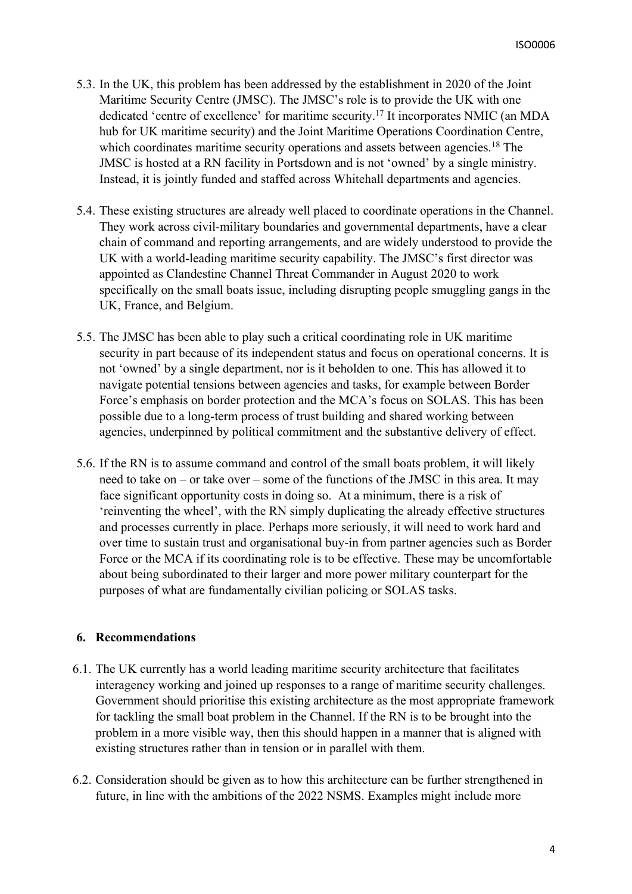5.3. In the UK, this problem has been addressed by the establishment in 2020 of the Joint Maritime Security Centre (JMSC). The JMSC's role is to provide the UK with one dedicated 'centre of excellence' for maritime security.[17] It incorporates NMIC (an MDA hub for UK maritime security) and the Joint Maritime Operations Coordination Centre, which coordinates maritime security operations and assets between agencies.[18] The JMSC is hosted at a RN facility in Portsdown and is not 'owned' by a single ministry. Instead, it is jointly funded and staffed across Whitehall departments and agencies.

5.4. These existing structures are already well placed to coordinate operations in the Channel. They work across civil-military boundaries and governmental departments, have a clear chain of command and reporting arrangements, and are widely understood to provide the UK with a world-leading maritime security capability. The JMSC's first director was appointed as Clandestine Channel Threat Commander in August 2020 to work specifically on the small boats issue, including disrupting people smuggling gangs in the UK, France, and Belgium.

5.5. The JMSC has been able to play such a critical coordinating role in UK maritime security in part because of its independent status and focus on operational concerns. It is not 'owned' by a single department, nor is it beholden to one. This has allowed it to navigate potential tensions between agencies and tasks, for example between Border Force's emphasis on border protection and the MCA's focus on SOLAS. This has been possible due to a long-term process of trust building and shared working between agencies, underpinned by political commitment and the substantive delivery of effect.

5.6. If the RN is to assume command and control of the small boats problem, it will likely need to take on – or take over – some of the functions of the JMSC in this area. It may face significant opportunity costs in doing so. At a minimum, there is a risk of 'reinventing the wheel', with the RN simply duplicating the already effective structures and processes currently in place. Perhaps more seriously, it will need to work hard and over time to sustain trust and organisational buy-in from partner agencies such as Border Force or the MCA if its coordinating role is to be effective. These may be uncomfortable about being subordinated to their larger and more power military counterpart for the purposes of what are fundamentally civilian policing or SOLAS tasks.

## 6. Recommendations

6.1. The UK currently has a world leading maritime security architecture that facilitates interagency working and joined up responses to a range of maritime security challenges. Government should prioritise this existing architecture as the most appropriate framework for tackling the small boat problem in the Channel. If the RN is to be brought into the problem in a more visible way, then this should happen in a manner that is aligned with existing structures rather than in tension or in parallel with them.

6.2. Consideration should be given as to how this architecture can be further strengthened in future, in line with the ambitions of the 2022 NSMS. Examples might include more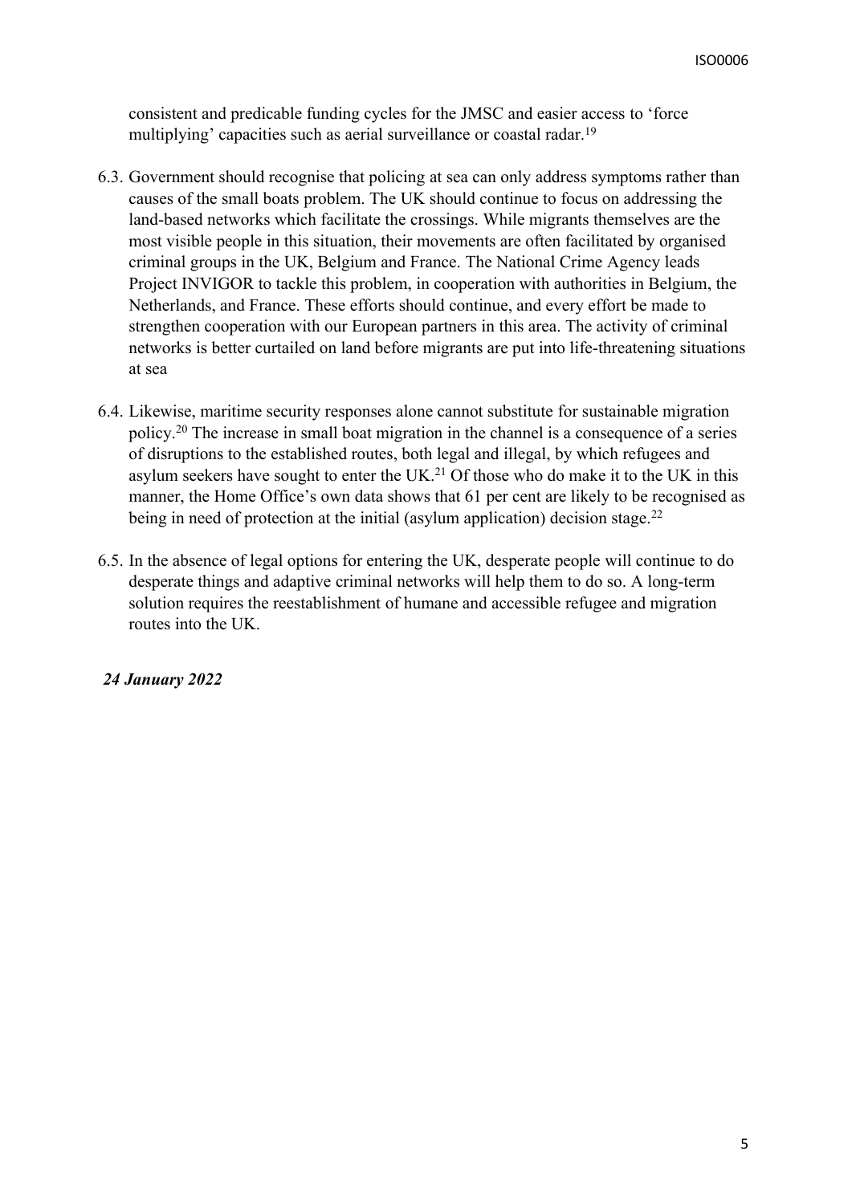consistent and predicable funding cycles for the JMSC and easier access to 'force multiplying' capacities such as aerial surveillance or coastal radar.[19]

6.3. Government should recognise that policing at sea can only address symptoms rather than causes of the small boats problem. The UK should continue to focus on addressing the land-based networks which facilitate the crossings. While migrants themselves are the most visible people in this situation, their movements are often facilitated by organised criminal groups in the UK, Belgium and France. The National Crime Agency leads Project INVIGOR to tackle this problem, in cooperation with authorities in Belgium, the Netherlands, and France. These efforts should continue, and every effort be made to strengthen cooperation with our European partners in this area. The activity of criminal networks is better curtailed on land before migrants are put into life-threatening situations at sea

6.4. Likewise, maritime security responses alone cannot substitute for sustainable migration policy.[20] The increase in small boat migration in the channel is a consequence of a series of disruptions to the established routes, both legal and illegal, by which refugees and asylum seekers have sought to enter the UK.[21] Of those who do make it to the UK in this manner, the Home Office's own data shows that 61 per cent are likely to be recognised as being in need of protection at the initial (asylum application) decision stage.[22]

6.5. In the absence of legal options for entering the UK, desperate people will continue to do desperate things and adaptive criminal networks will help them to do so. A long-term solution requires the reestablishment of humane and accessible refugee and migration routes into the UK.

***24 January 2022***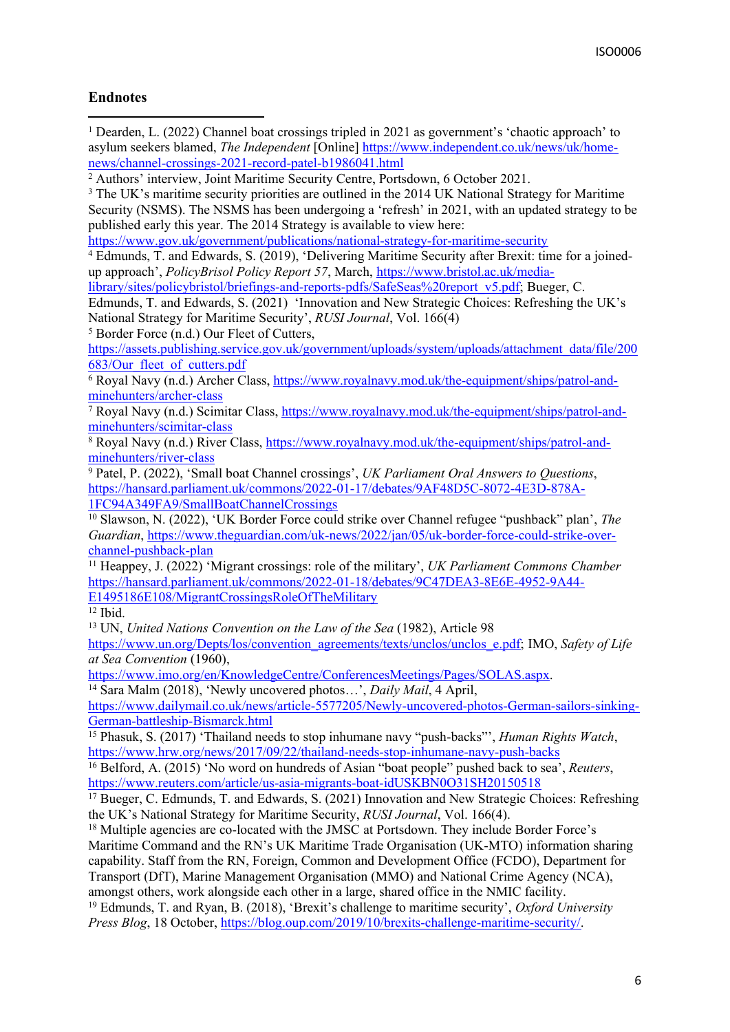## Endnotes

[1] Dearden, L. (2022) Channel boat crossings tripled in 2021 as government's 'chaotic approach' to asylum seekers blamed, *The Independent* [Online] https://www.independent.co.uk/news/uk/home-news/channel-crossings-2021-record-patel-b1986041.html

[2] Authors' interview, Joint Maritime Security Centre, Portsdown, 6 October 2021.

[3] The UK's maritime security priorities are outlined in the 2014 UK National Strategy for Maritime Security (NSMS). The NSMS has been undergoing a 'refresh' in 2021, with an updated strategy to be published early this year. The 2014 Strategy is available to view here: https://www.gov.uk/government/publications/national-strategy-for-maritime-security

[4] Edmunds, T. and Edwards, S. (2019), 'Delivering Maritime Security after Brexit: time for a joined-up approach', *PolicyBrisol Policy Report 57*, March, https://www.bristol.ac.uk/media-library/sites/policybristol/briefings-and-reports-pdfs/SafeSeas%20report_v5.pdf; Bueger, C. Edmunds, T. and Edwards, S. (2021) 'Innovation and New Strategic Choices: Refreshing the UK's National Strategy for Maritime Security', *RUSI Journal*, Vol. 166(4)

[5] Border Force (n.d.) Our Fleet of Cutters, https://assets.publishing.service.gov.uk/government/uploads/system/uploads/attachment_data/file/200683/Our_fleet_of_cutters.pdf

[6] Royal Navy (n.d.) Archer Class, https://www.royalnavy.mod.uk/the-equipment/ships/patrol-and-minehunters/archer-class

[7] Royal Navy (n.d.) Scimitar Class, https://www.royalnavy.mod.uk/the-equipment/ships/patrol-and-minehunters/scimitar-class

[8] Royal Navy (n.d.) River Class, https://www.royalnavy.mod.uk/the-equipment/ships/patrol-and-minehunters/river-class

[9] Patel, P. (2022), 'Small boat Channel crossings', *UK Parliament Oral Answers to Questions*, https://hansard.parliament.uk/commons/2022-01-17/debates/9AF48D5C-8072-4E3D-878A-1FC94A349FA9/SmallBoatChannelCrossings

[10] Slawson, N. (2022), 'UK Border Force could strike over Channel refugee "pushback" plan', *The Guardian*, https://www.theguardian.com/uk-news/2022/jan/05/uk-border-force-could-strike-over-channel-pushback-plan

[11] Heappey, J. (2022) 'Migrant crossings: role of the military', *UK Parliament Commons Chamber* https://hansard.parliament.uk/commons/2022-01-18/debates/9C47DEA3-8E6E-4952-9A44-E1495186E108/MigrantCrossingsRoleOfTheMilitary

[12] Ibid.

[13] UN, *United Nations Convention on the Law of the Sea* (1982), Article 98 https://www.un.org/Depts/los/convention_agreements/texts/unclos/unclos_e.pdf; IMO, *Safety of Life at Sea Convention* (1960), https://www.imo.org/en/KnowledgeCentre/ConferencesMeetings/Pages/SOLAS.aspx.

[14] Sara Malm (2018), 'Newly uncovered photos…', *Daily Mail*, 4 April, https://www.dailymail.co.uk/news/article-5577205/Newly-uncovered-photos-German-sailors-sinking-German-battleship-Bismarck.html

[15] Phasuk, S. (2017) 'Thailand needs to stop inhumane navy "push-backs"', *Human Rights Watch*, https://www.hrw.org/news/2017/09/22/thailand-needs-stop-inhumane-navy-push-backs

[16] Belford, A. (2015) 'No word on hundreds of Asian "boat people" pushed back to sea', *Reuters*, https://www.reuters.com/article/us-asia-migrants-boat-idUSKBN0O31SH20150518

[17] Bueger, C. Edmunds, T. and Edwards, S. (2021) Innovation and New Strategic Choices: Refreshing the UK's National Strategy for Maritime Security, *RUSI Journal*, Vol. 166(4).

[18] Multiple agencies are co-located with the JMSC at Portsdown. They include Border Force's Maritime Command and the RN's UK Maritime Trade Organisation (UK-MTO) information sharing capability. Staff from the RN, Foreign, Common and Development Office (FCDO), Department for Transport (DfT), Marine Management Organisation (MMO) and National Crime Agency (NCA), amongst others, work alongside each other in a large, shared office in the NMIC facility.

[19] Edmunds, T. and Ryan, B. (2018), 'Brexit's challenge to maritime security', *Oxford University Press Blog*, 18 October, https://blog.oup.com/2019/10/brexits-challenge-maritime-security/.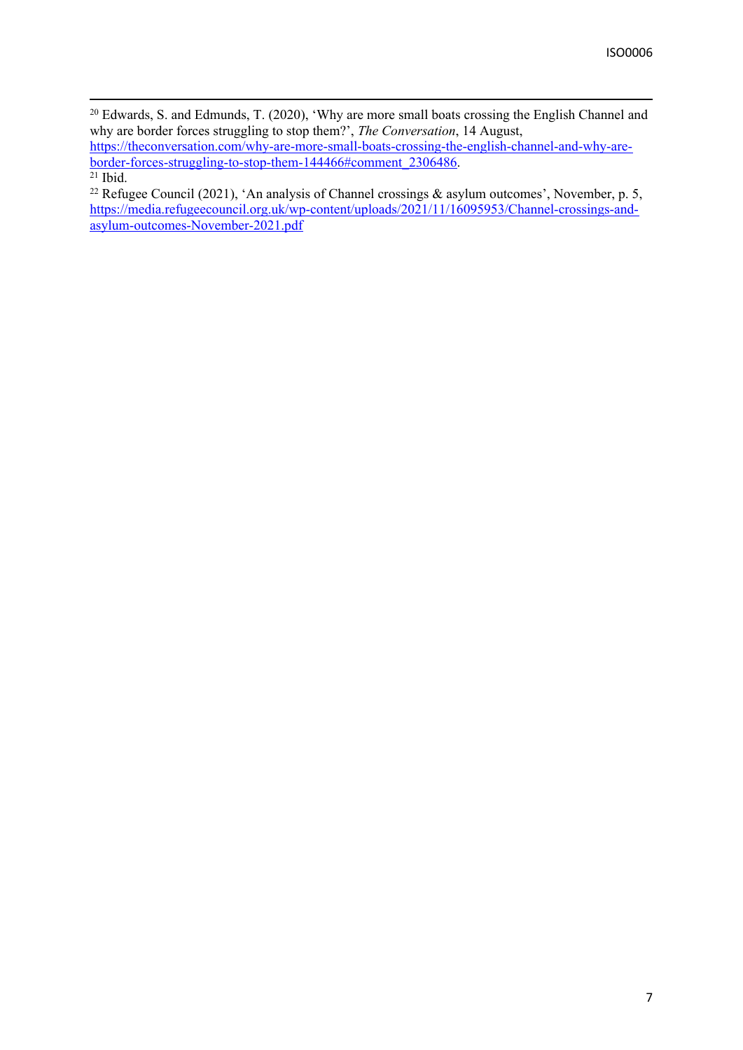[20] Edwards, S. and Edmunds, T. (2020), 'Why are more small boats crossing the English Channel and why are border forces struggling to stop them?', *The Conversation*, 14 August, https://theconversation.com/why-are-more-small-boats-crossing-the-english-channel-and-why-are-border-forces-struggling-to-stop-them-144466#comment_2306486.

[21] Ibid.

[22] Refugee Council (2021), 'An analysis of Channel crossings & asylum outcomes', November, p. 5, https://media.refugeecouncil.org.uk/wp-content/uploads/2021/11/16095953/Channel-crossings-and-asylum-outcomes-November-2021.pdf